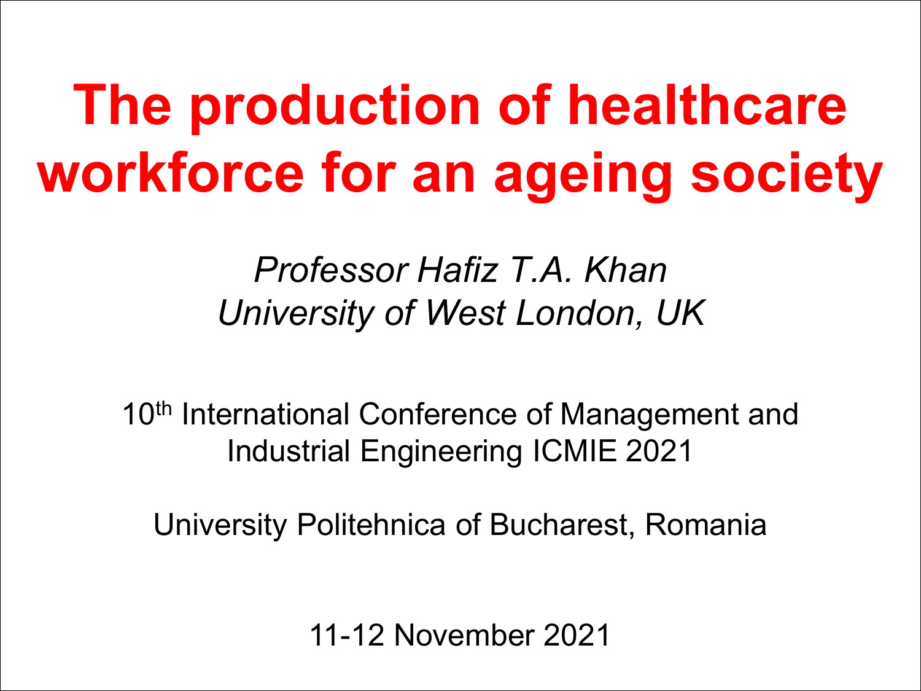# The production of healthcare workforce for an ageing society

*Professor Hafiz T.A. Khan*
*University of West London, UK*

10th International Conference of Management and Industrial Engineering ICMIE 2021

University Politehnica of Bucharest, Romania

11-12 November 2021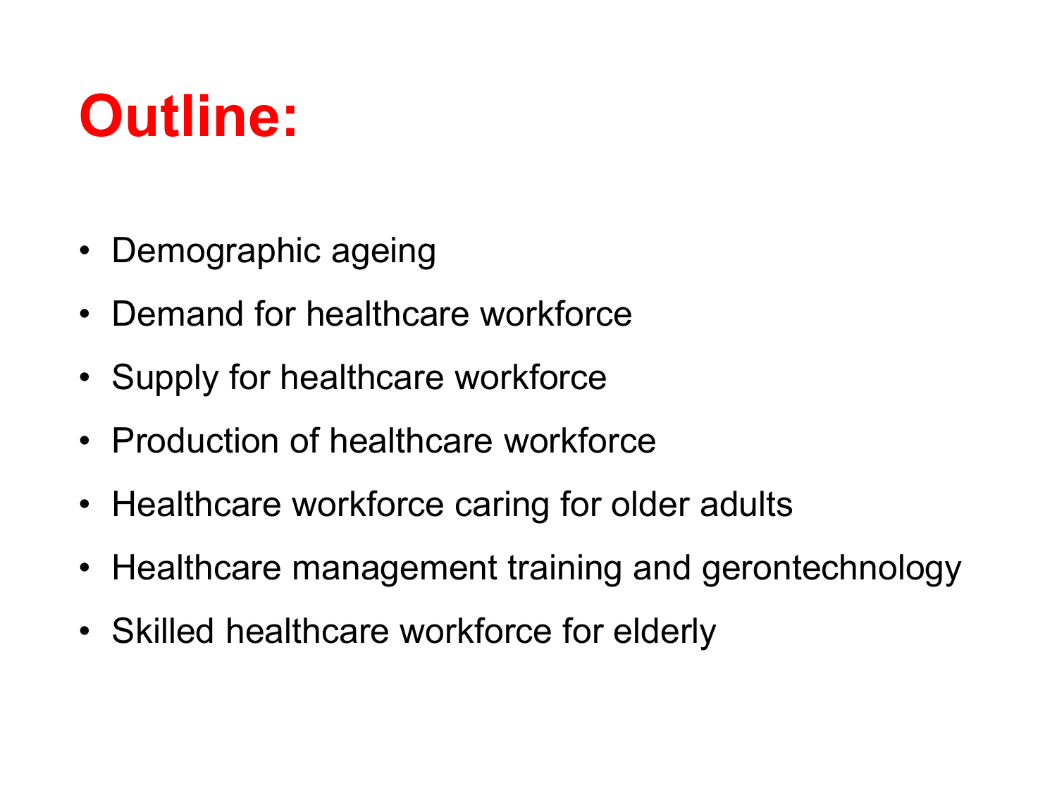# Outline:

- Demographic ageing
- Demand for healthcare workforce
- Supply for healthcare workforce
- Production of healthcare workforce
- Healthcare workforce caring for older adults
- Healthcare management training and gerontechnology
- Skilled healthcare workforce for elderly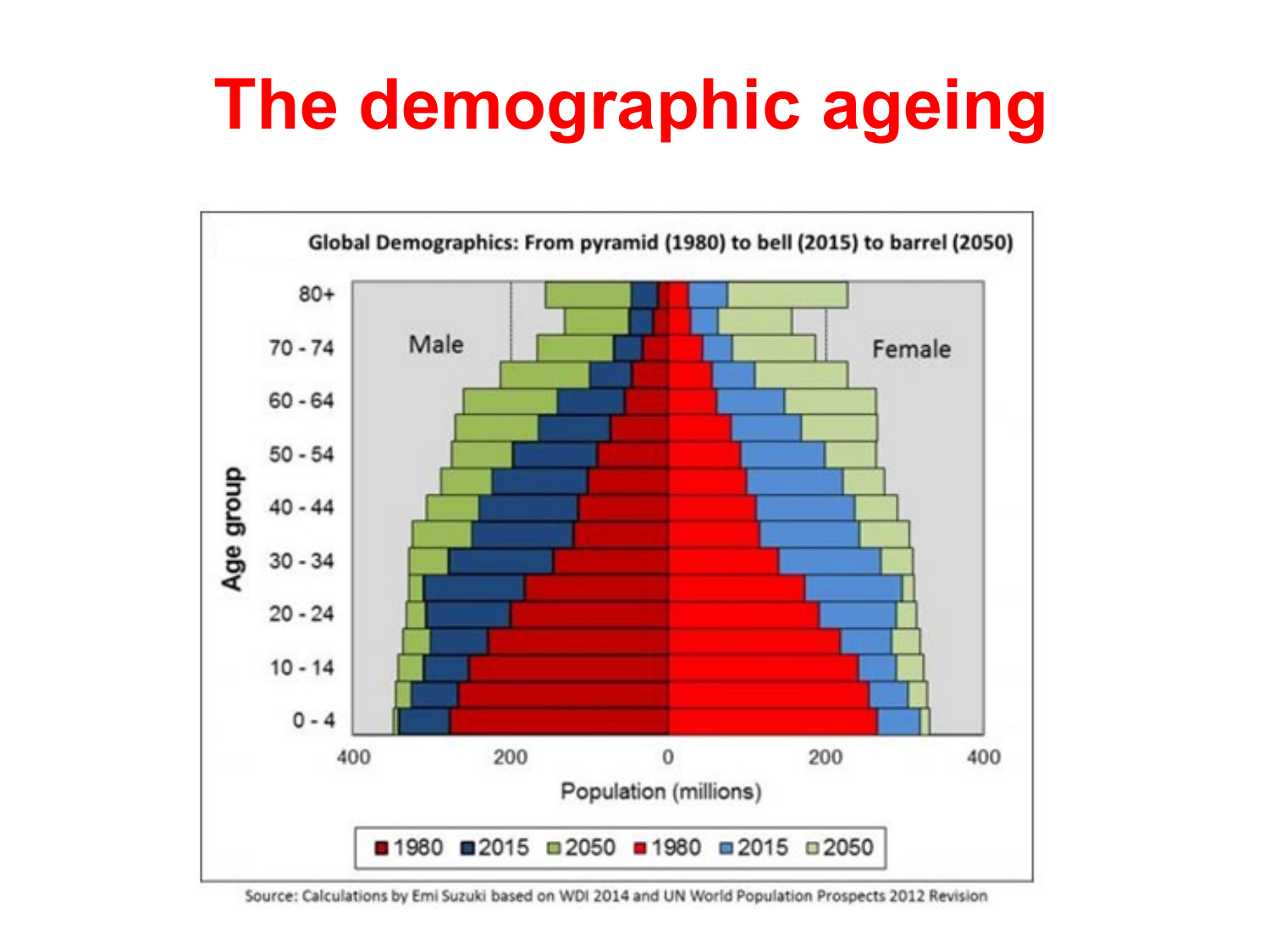# The demographic ageing

**Global Demographics: From pyramid (1980) to bell (2015) to barrel (2050)**

Source: Calculations by Emi Suzuki based on WDI 2014 and UN World Population Prospects 2012 Revision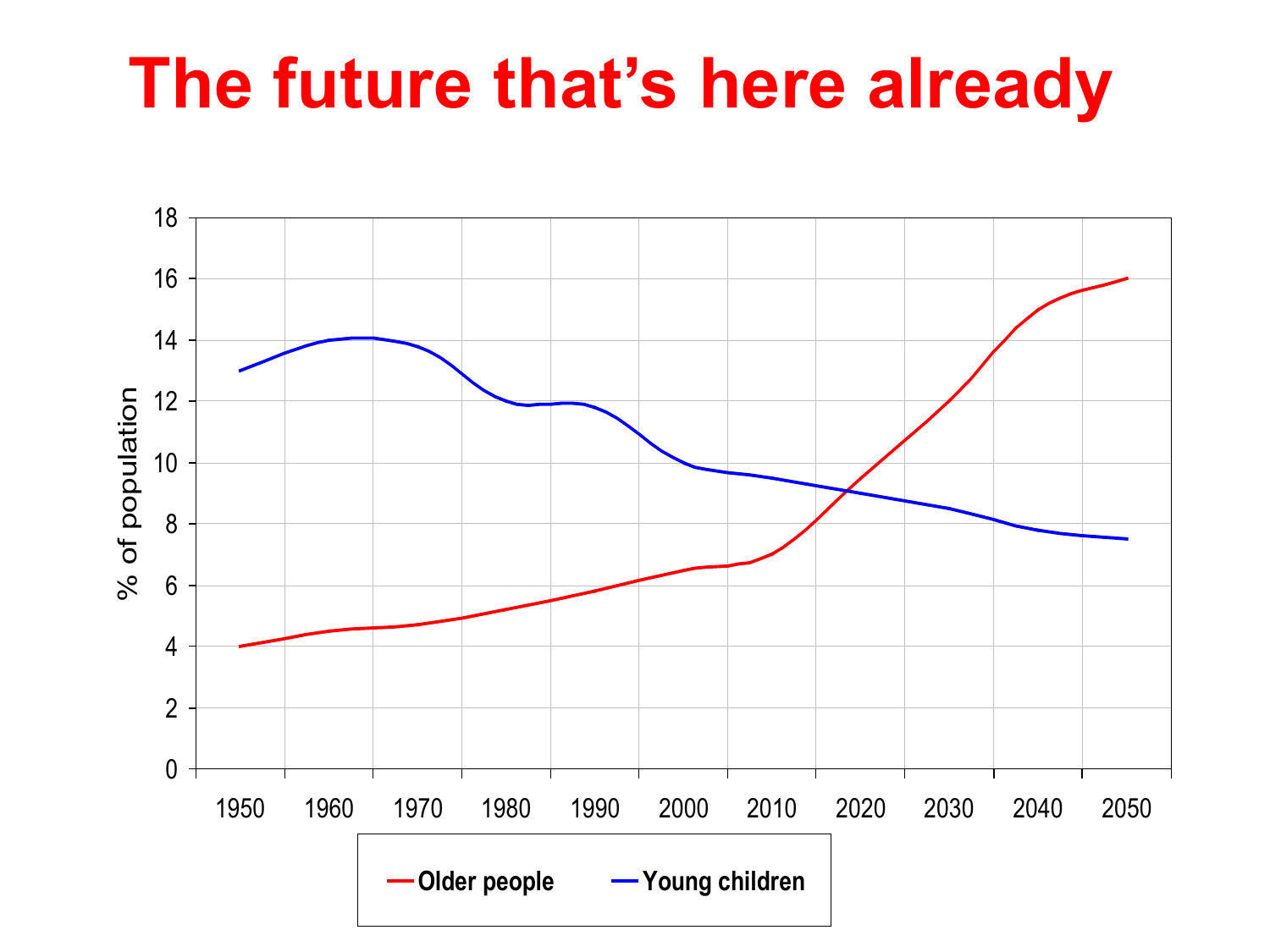# The future that's here already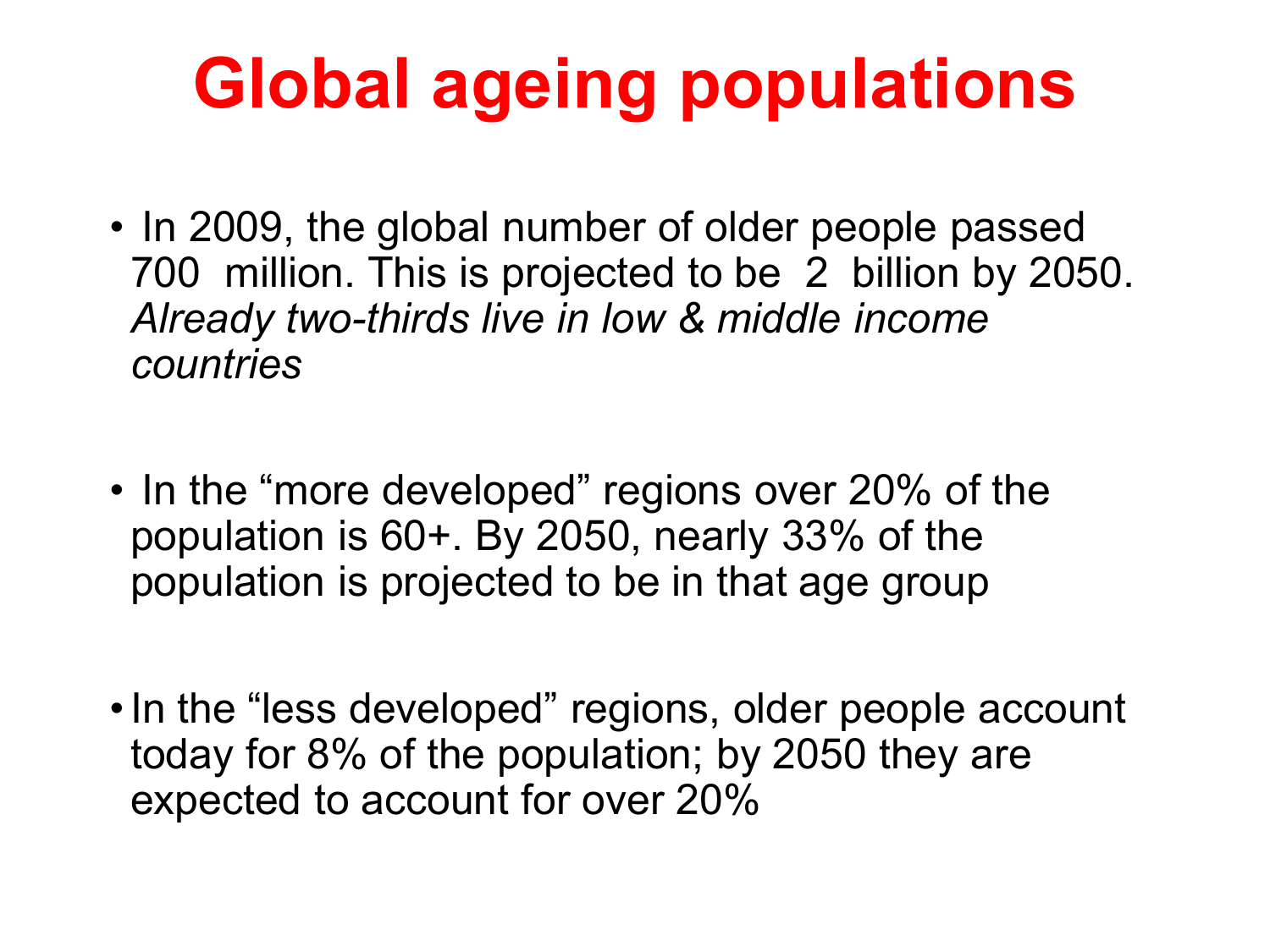# Global ageing populations

- In 2009, the global number of older people passed 700 million. This is projected to be 2 billion by 2050. *Already two-thirds live in low & middle income countries*
- In the "more developed" regions over 20% of the population is 60+. By 2050, nearly 33% of the population is projected to be in that age group
- In the "less developed" regions, older people account today for 8% of the population; by 2050 they are expected to account for over 20%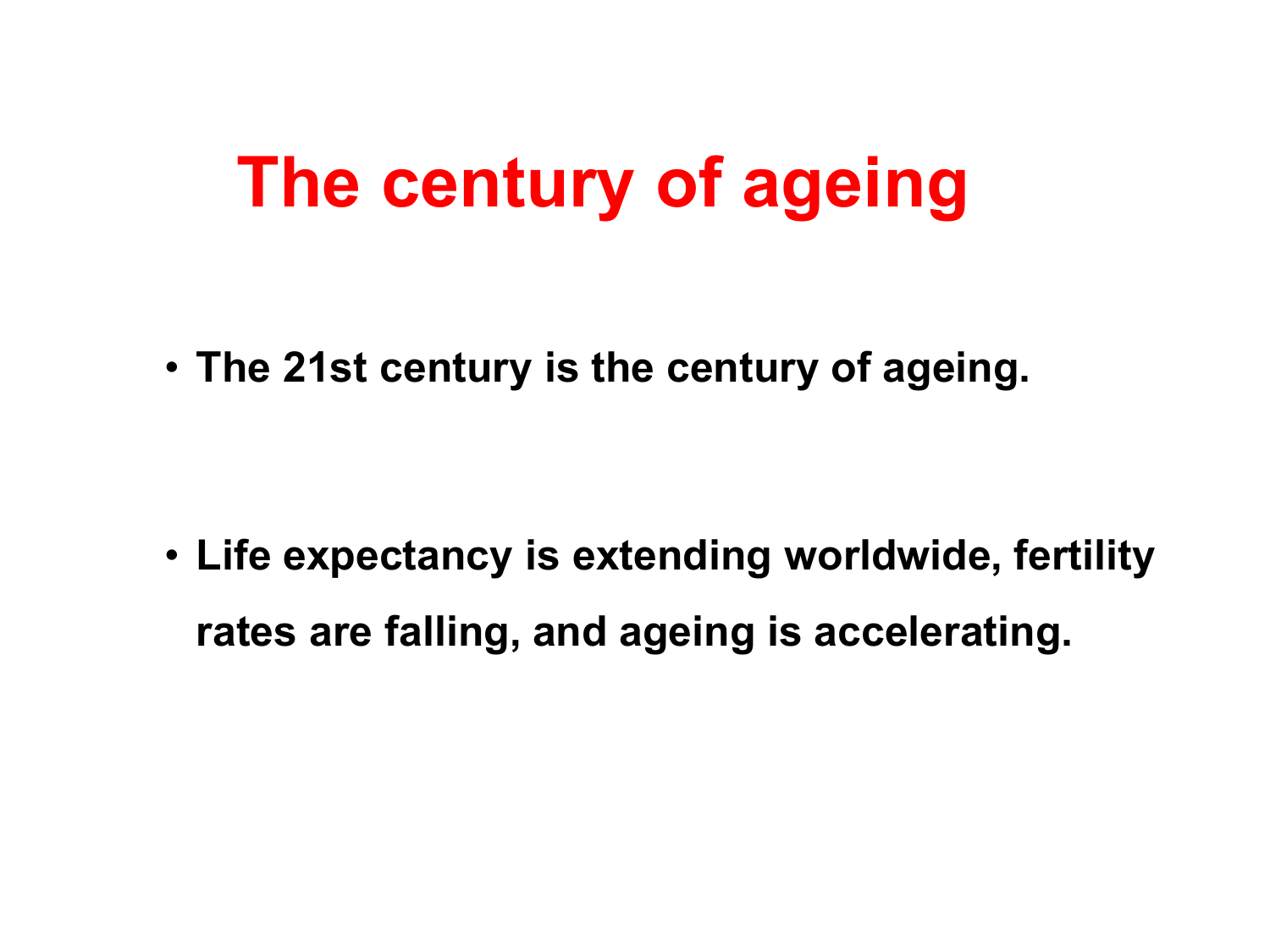# The century of ageing

- **The 21st century is the century of ageing.**

- **Life expectancy is extending worldwide, fertility rates are falling, and ageing is accelerating.**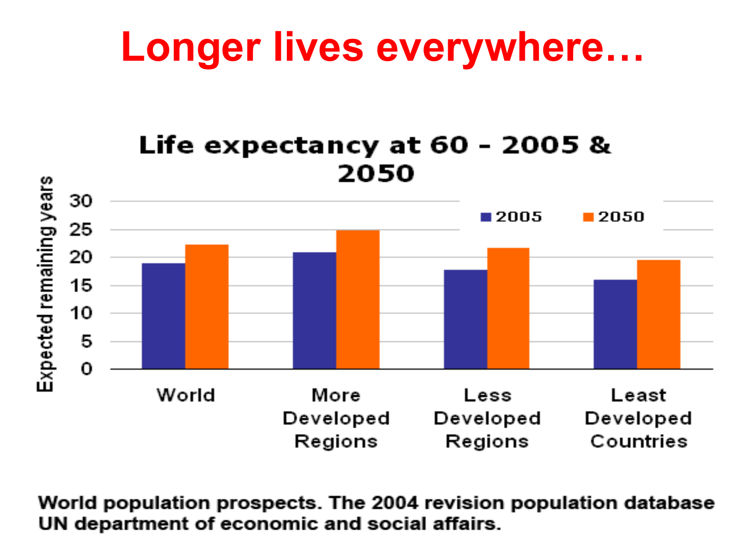# Longer lives everywhere…

**Life expectancy at 60 - 2005 & 2050**

Expected remaining years

| | 2005 | 2050 |
|---|---|---|
| World | 19 | 22 |
| More Developed Regions | 21 | 25 |
| Less Developed Regions | 18 | 22 |
| Least Developed Countries | 16 | 19.5 |

**World population prospects. The 2004 revision population database UN department of economic and social affairs.**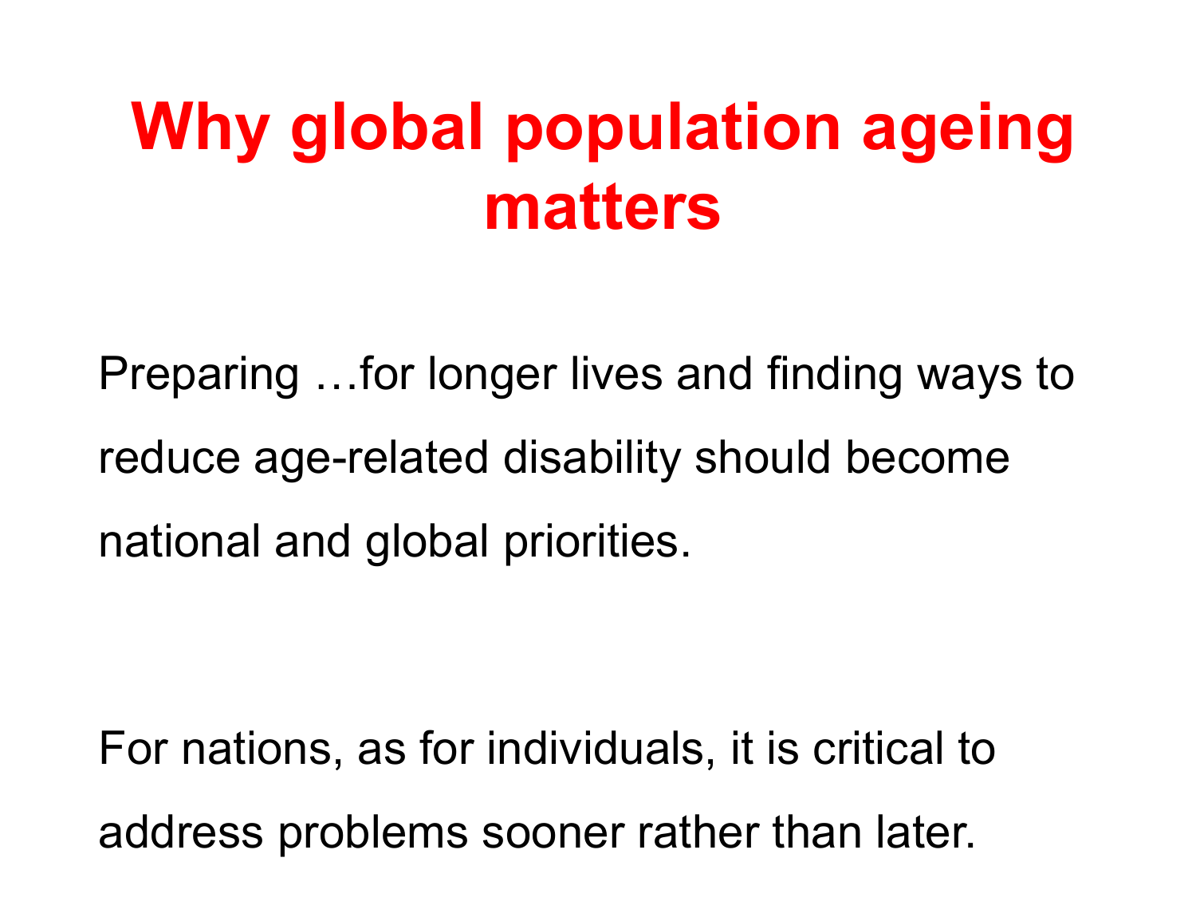# Why global population ageing matters

Preparing …for longer lives and finding ways to reduce age-related disability should become national and global priorities.

For nations, as for individuals, it is critical to address problems sooner rather than later.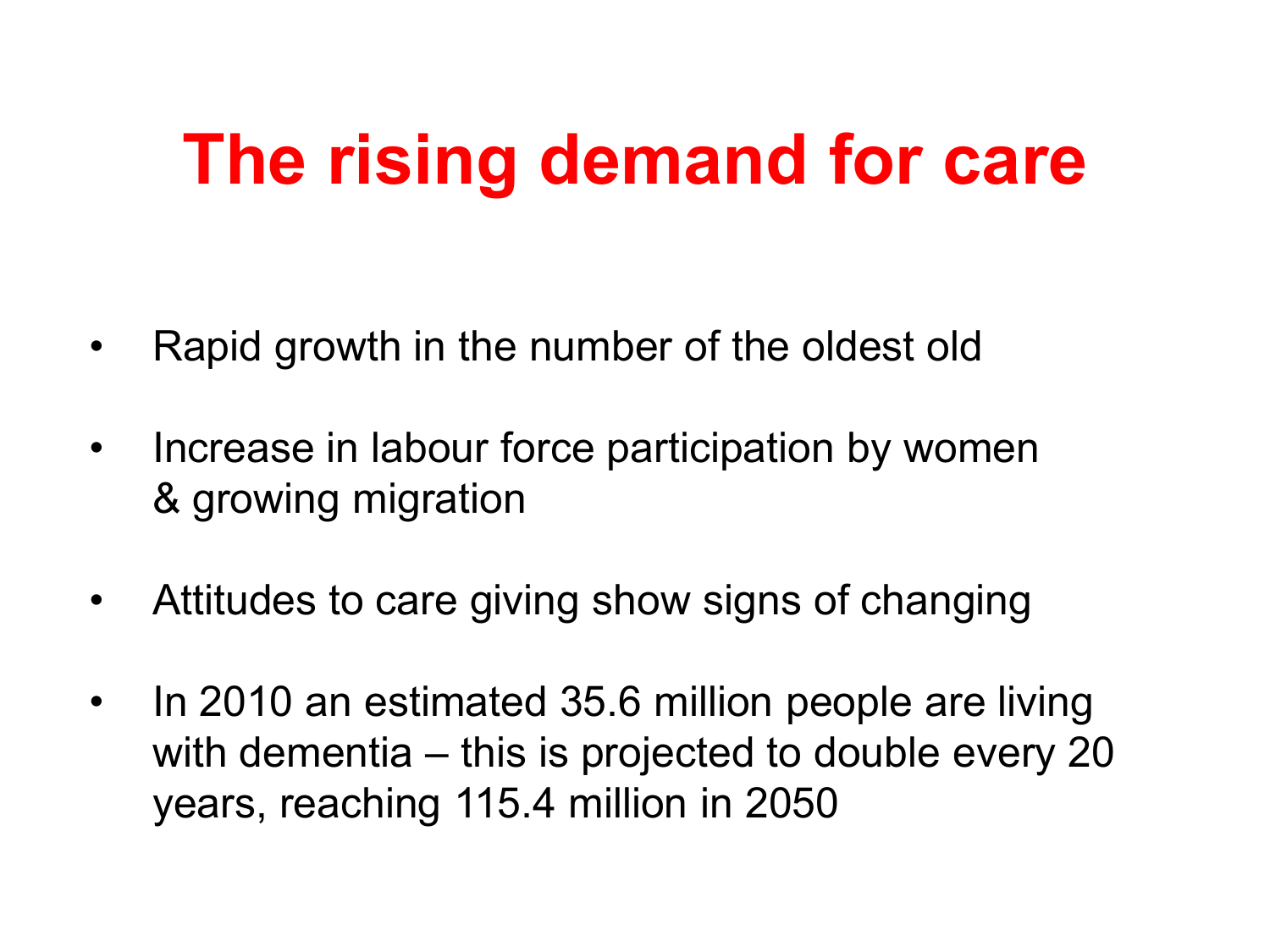# The rising demand for care

- Rapid growth in the number of the oldest old
- Increase in labour force participation by women & growing migration
- Attitudes to care giving show signs of changing
- In 2010 an estimated 35.6 million people are living with dementia – this is projected to double every 20 years, reaching 115.4 million in 2050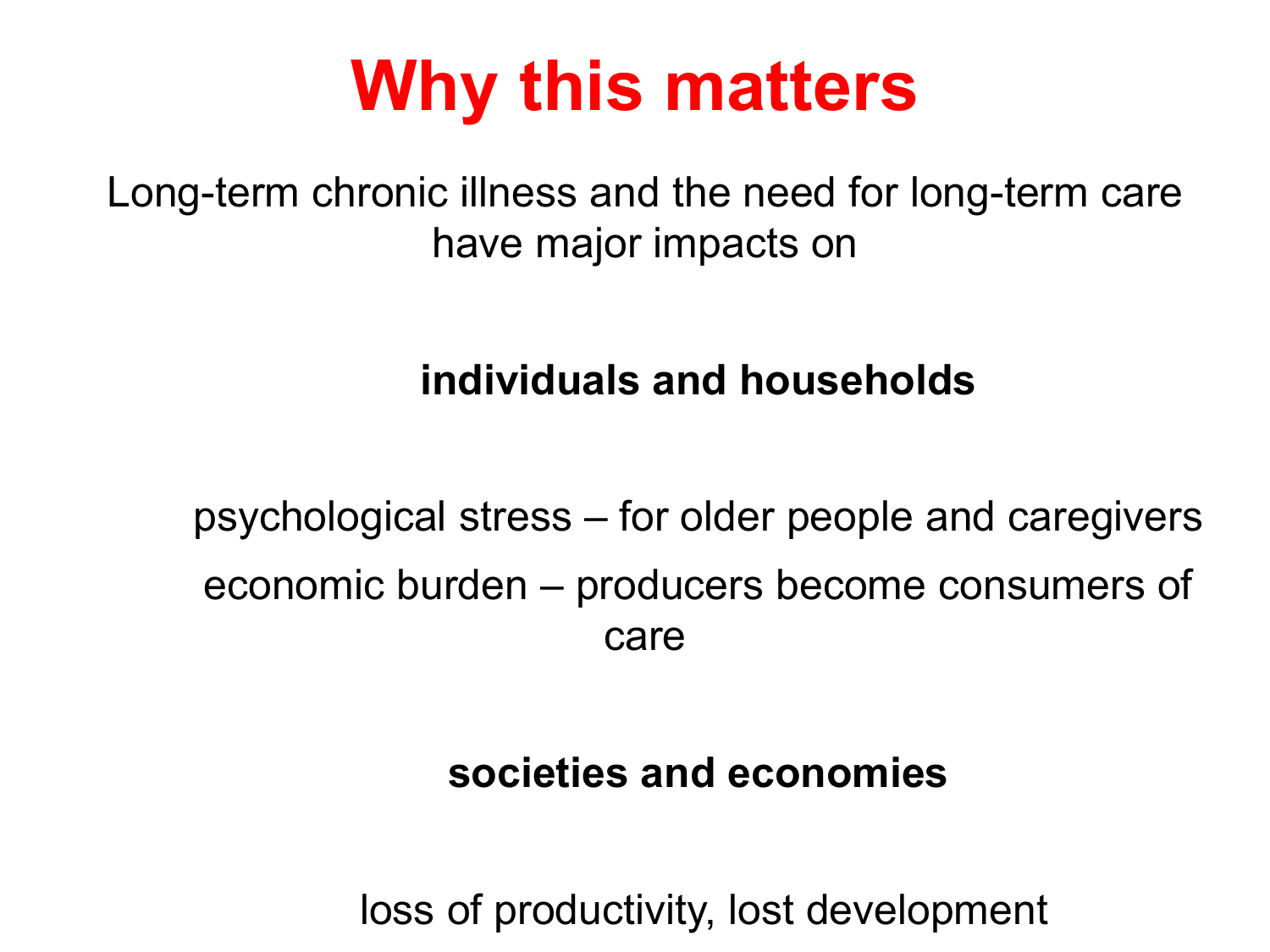# Why this matters

Long-term chronic illness and the need for long-term care have major impacts on

**individuals and households**

psychological stress – for older people and caregivers

economic burden – producers become consumers of care

**societies and economies**

loss of productivity, lost development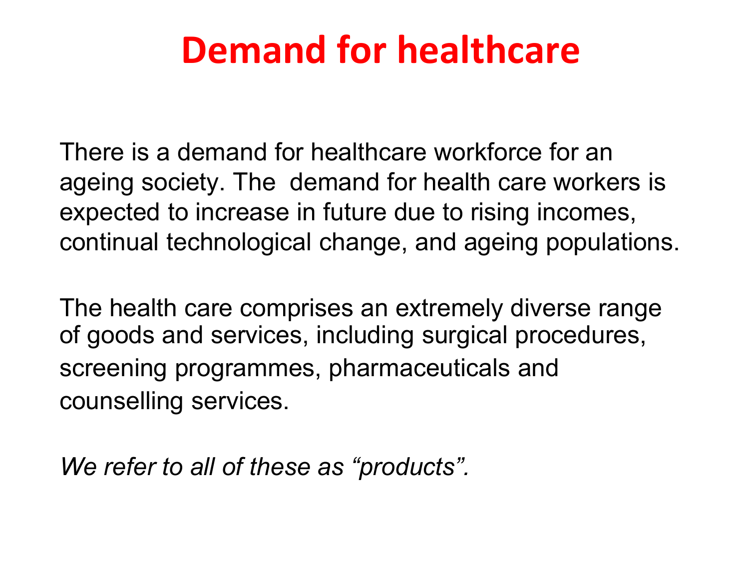# Demand for healthcare

There is a demand for healthcare workforce for an ageing society. The  demand for health care workers is expected to increase in future due to rising incomes, continual technological change, and ageing populations.

The health care comprises an extremely diverse range of goods and services, including surgical procedures, screening programmes, pharmaceuticals and counselling services.

*We refer to all of these as "products".*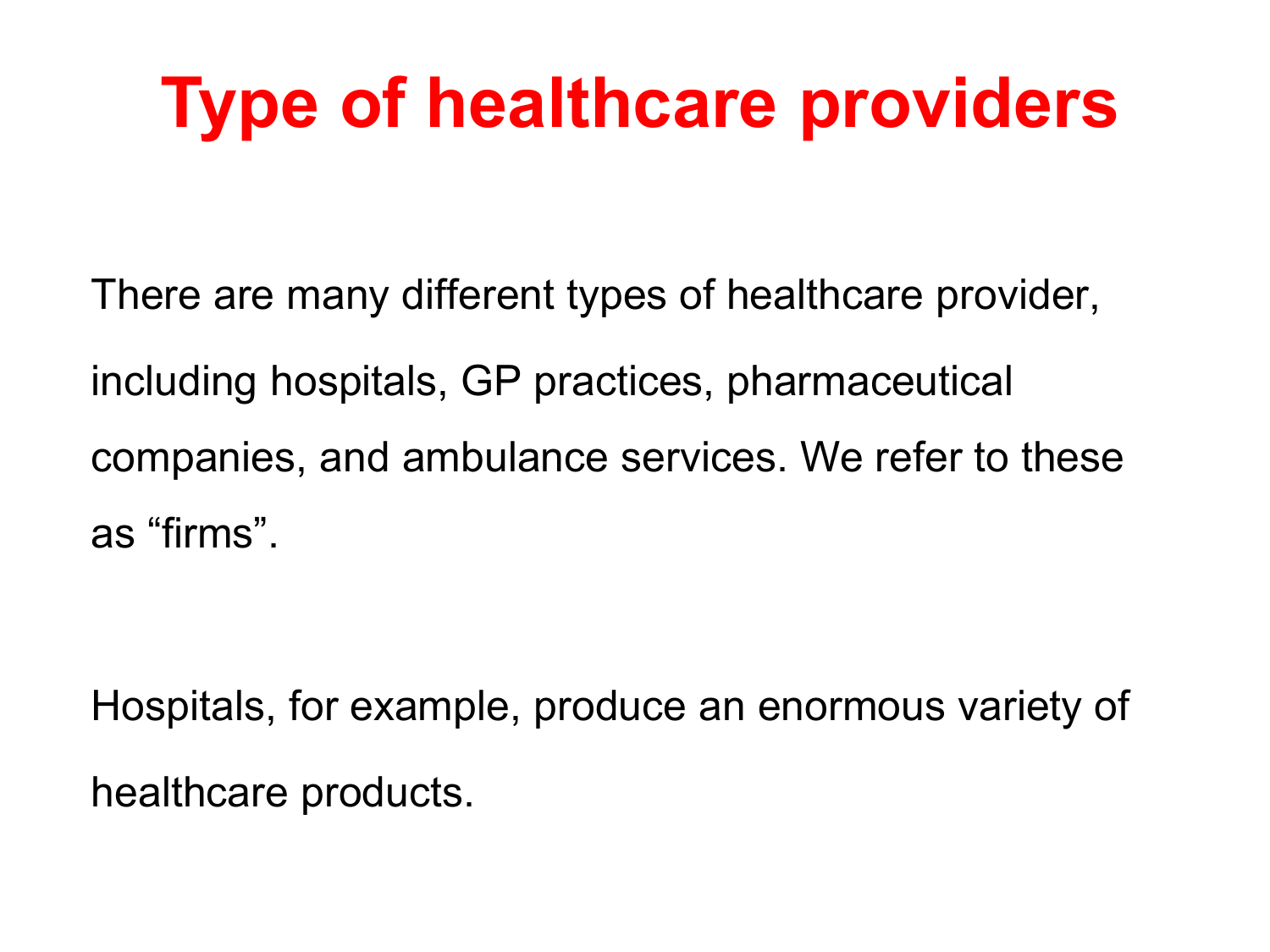# Type of healthcare providers

There are many different types of healthcare provider, including hospitals, GP practices, pharmaceutical companies, and ambulance services. We refer to these as “firms”.

Hospitals, for example, produce an enormous variety of healthcare products.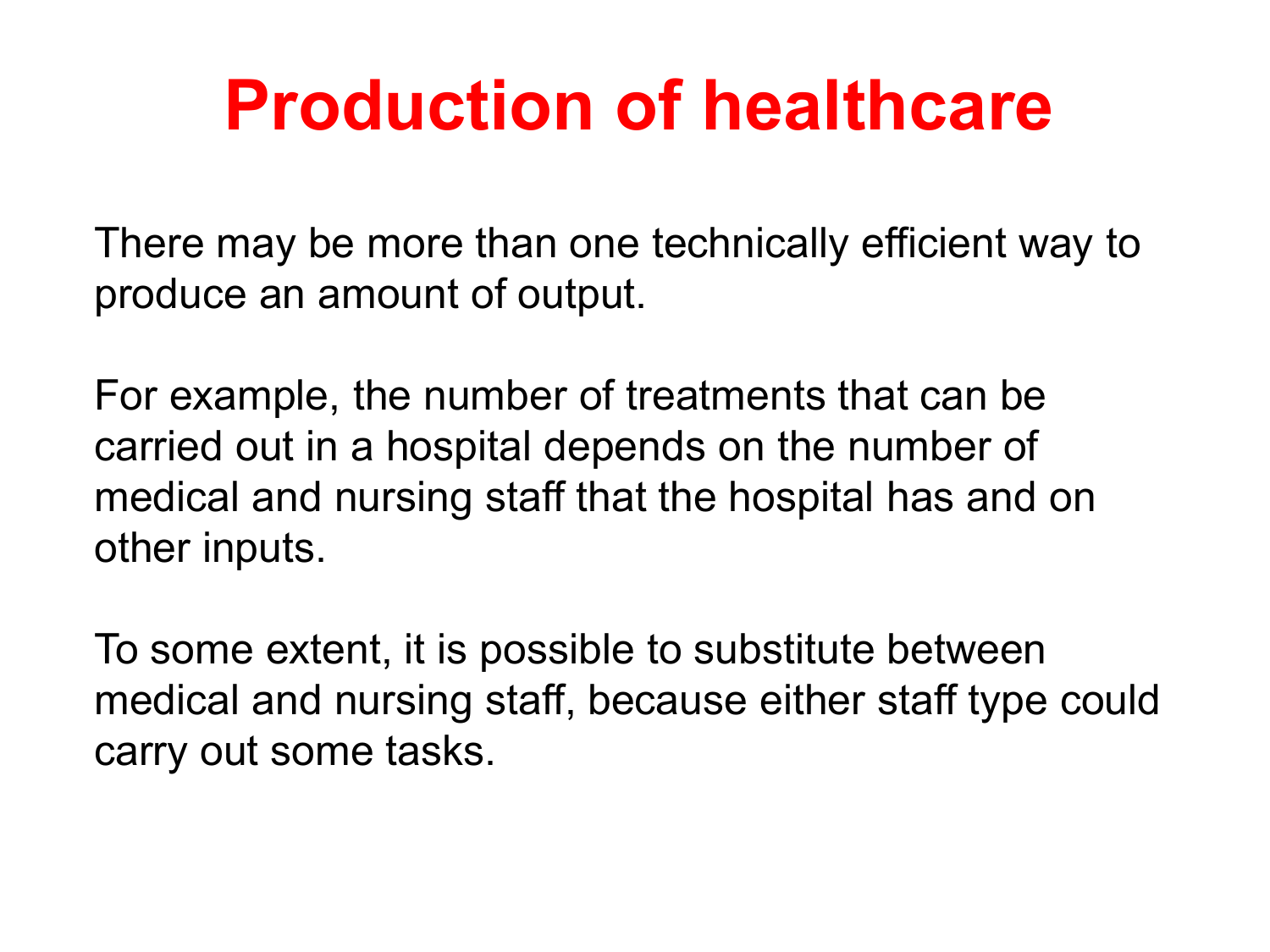# Production of healthcare

There may be more than one technically efficient way to produce an amount of output.

For example, the number of treatments that can be carried out in a hospital depends on the number of medical and nursing staff that the hospital has and on other inputs.

To some extent, it is possible to substitute between medical and nursing staff, because either staff type could carry out some tasks.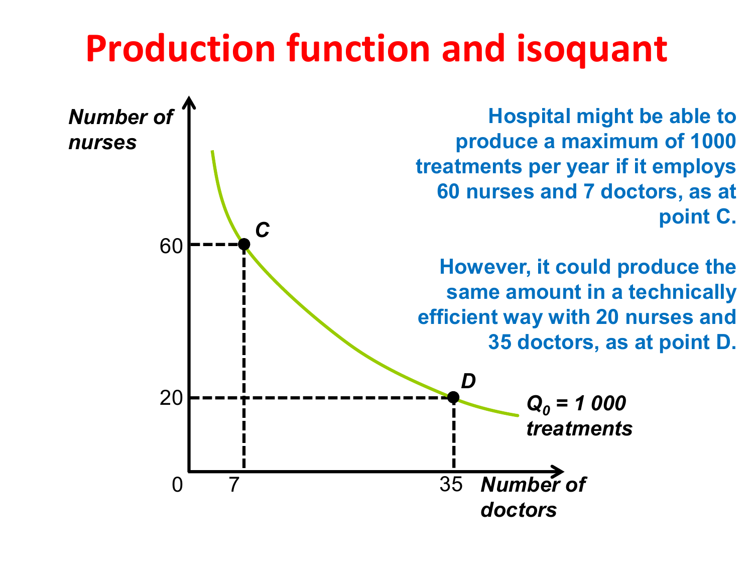# Production function and isoquant

Hospital might be able to produce a maximum of 1000 treatments per year if it employs 60 nurses and 7 doctors, as at point C.

However, it could produce the same amount in a technically efficient way with 20 nurses and 35 doctors, as at point D.

*Number of nurses*

60

20

0 7 35 *Number of doctors*

C

D

$Q_0$ = *1 000 treatments*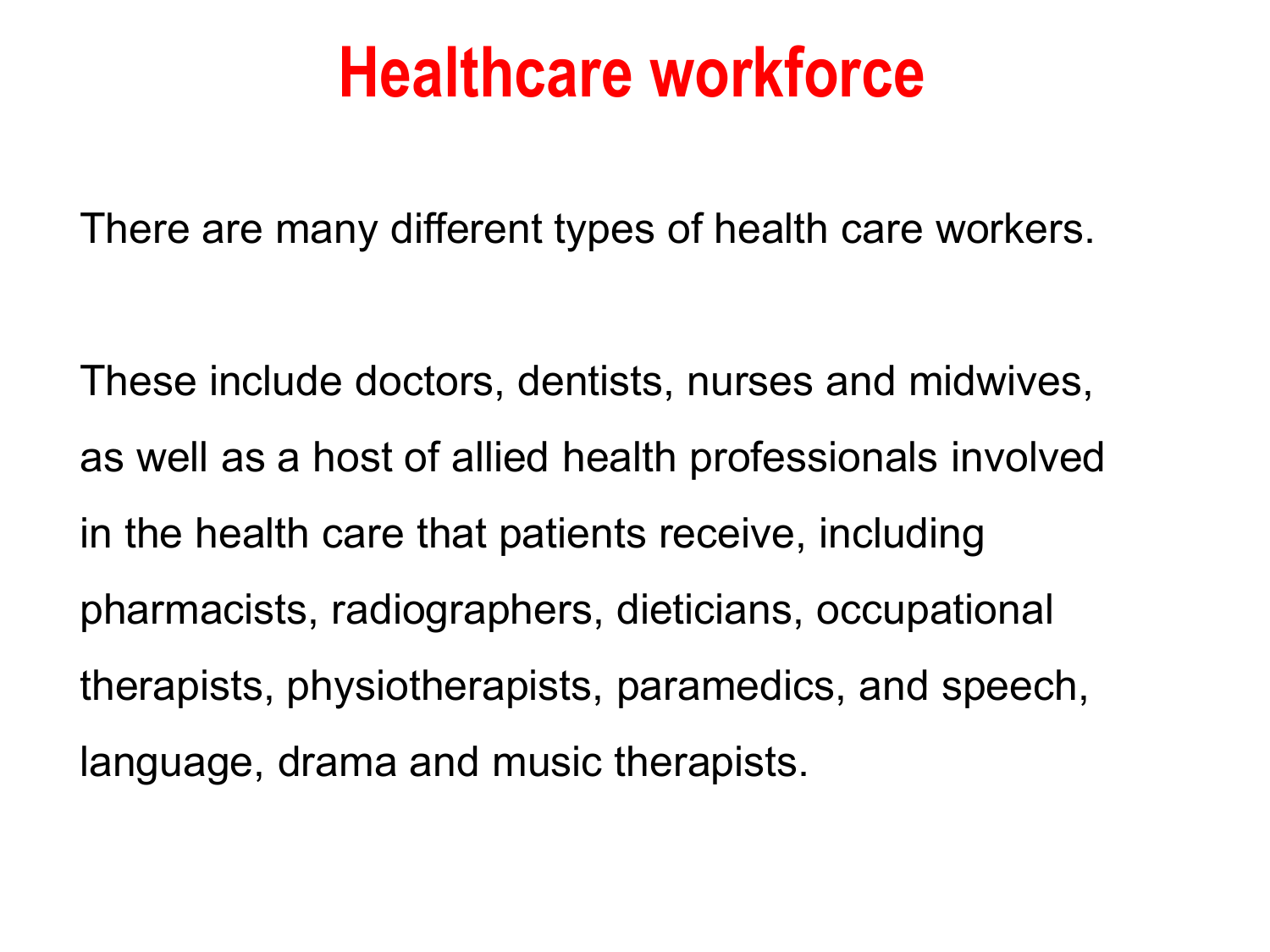# Healthcare workforce

There are many different types of health care workers.

These include doctors, dentists, nurses and midwives, as well as a host of allied health professionals involved in the health care that patients receive, including pharmacists, radiographers, dieticians, occupational therapists, physiotherapists, paramedics, and speech, language, drama and music therapists.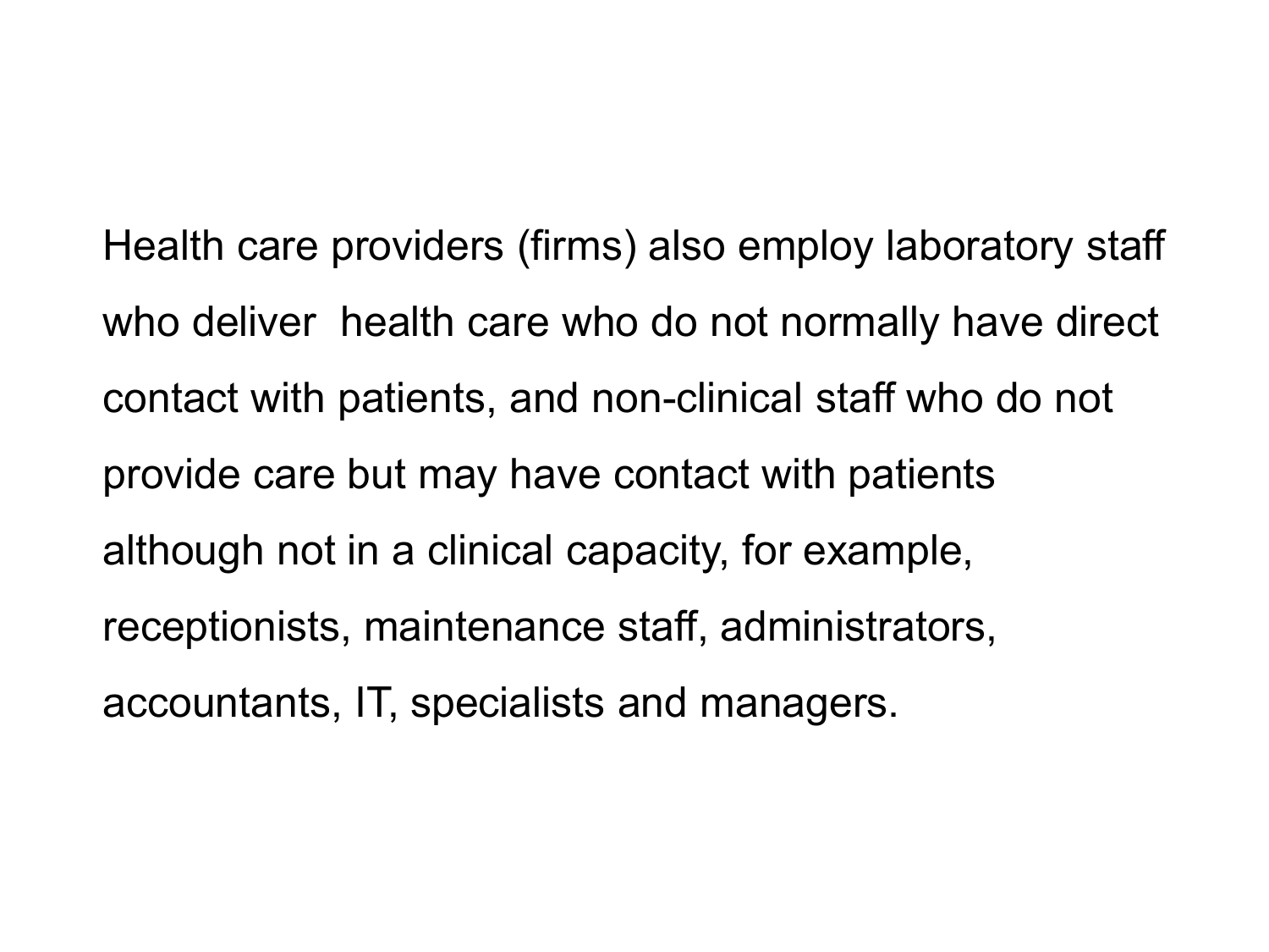Health care providers (firms) also employ laboratory staff who deliver  health care who do not normally have direct contact with patients, and non-clinical staff who do not provide care but may have contact with patients although not in a clinical capacity, for example, receptionists, maintenance staff, administrators, accountants, IT, specialists and managers.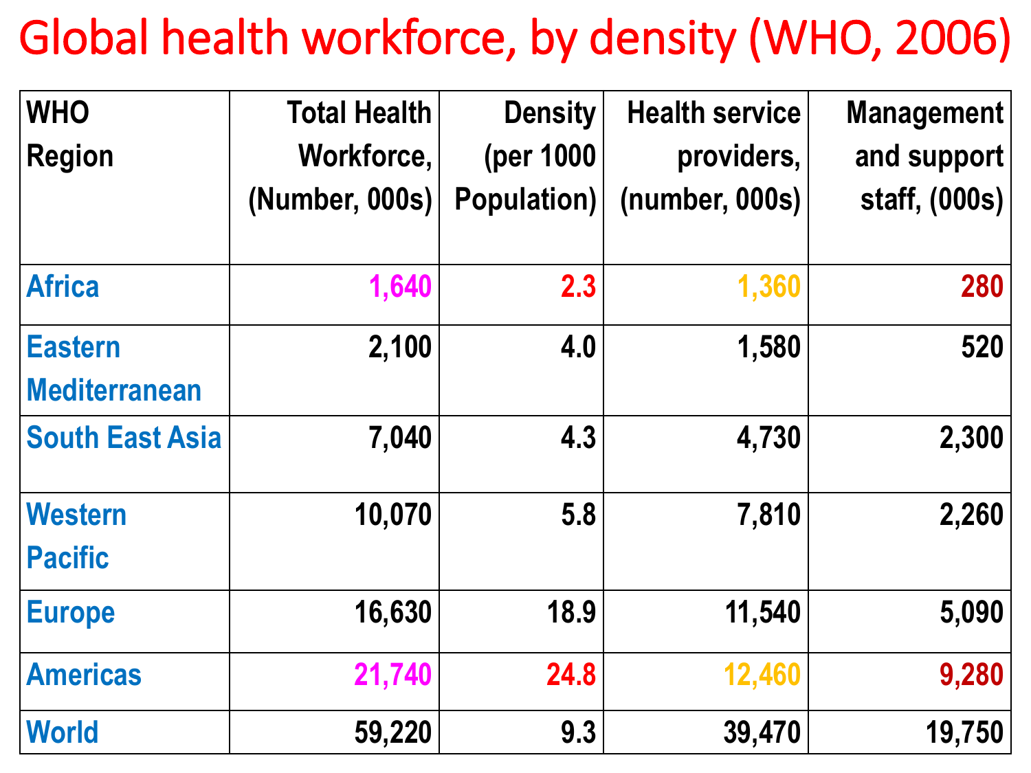# Global health workforce, by density (WHO, 2006)

| WHO Region | Total Health Workforce, (Number, 000s) | Density (per 1000 Population) | Health service providers, (number, 000s) | Management and support staff, (000s) |
|---|---|---|---|---|
| Africa | 1,640 | 2.3 | 1,360 | 280 |
| Eastern Mediterranean | 2,100 | 4.0 | 1,580 | 520 |
| South East Asia | 7,040 | 4.3 | 4,730 | 2,300 |
| Western Pacific | 10,070 | 5.8 | 7,810 | 2,260 |
| Europe | 16,630 | 18.9 | 11,540 | 5,090 |
| Americas | 21,740 | 24.8 | 12,460 | 9,280 |
| World | 59,220 | 9.3 | 39,470 | 19,750 |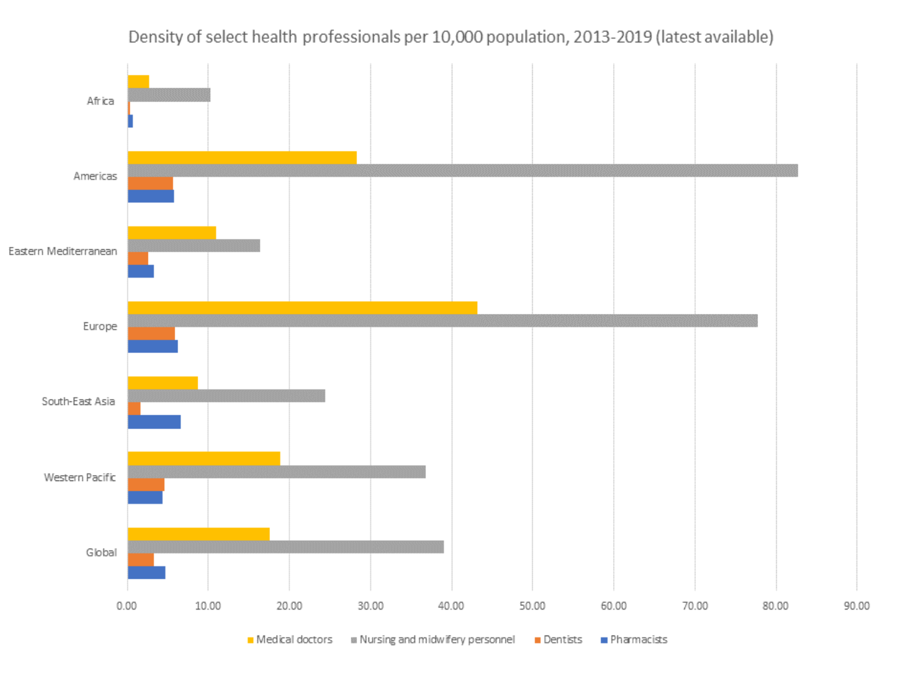Density of select health professionals per 10,000 population, 2013-2019 (latest available)

Africa

Americas

Eastern Mediterranean

Europe

South-East Asia

Western Pacific

Global

0.00 10.00 20.00 30.00 40.00 50.00 60.00 70.00 80.00 90.00

Medical doctors   Nursing and midwifery personnel   Dentists   Pharmacists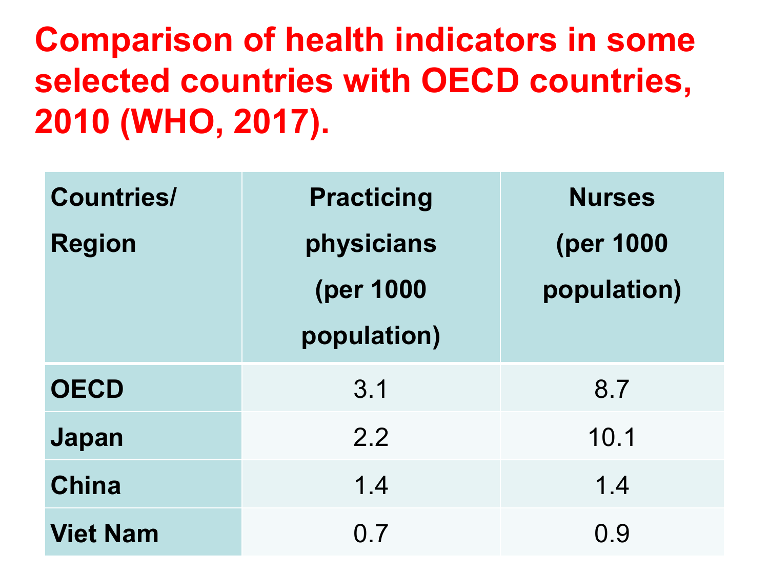# Comparison of health indicators in some selected countries with OECD countries, 2010 (WHO, 2017).

| Countries/ Region | Practicing physicians (per 1000 population) | Nurses (per 1000 population) |
|---|---|---|
| **OECD** | 3.1 | 8.7 |
| **Japan** | 2.2 | 10.1 |
| **China** | 1.4 | 1.4 |
| **Viet Nam** | 0.7 | 0.9 |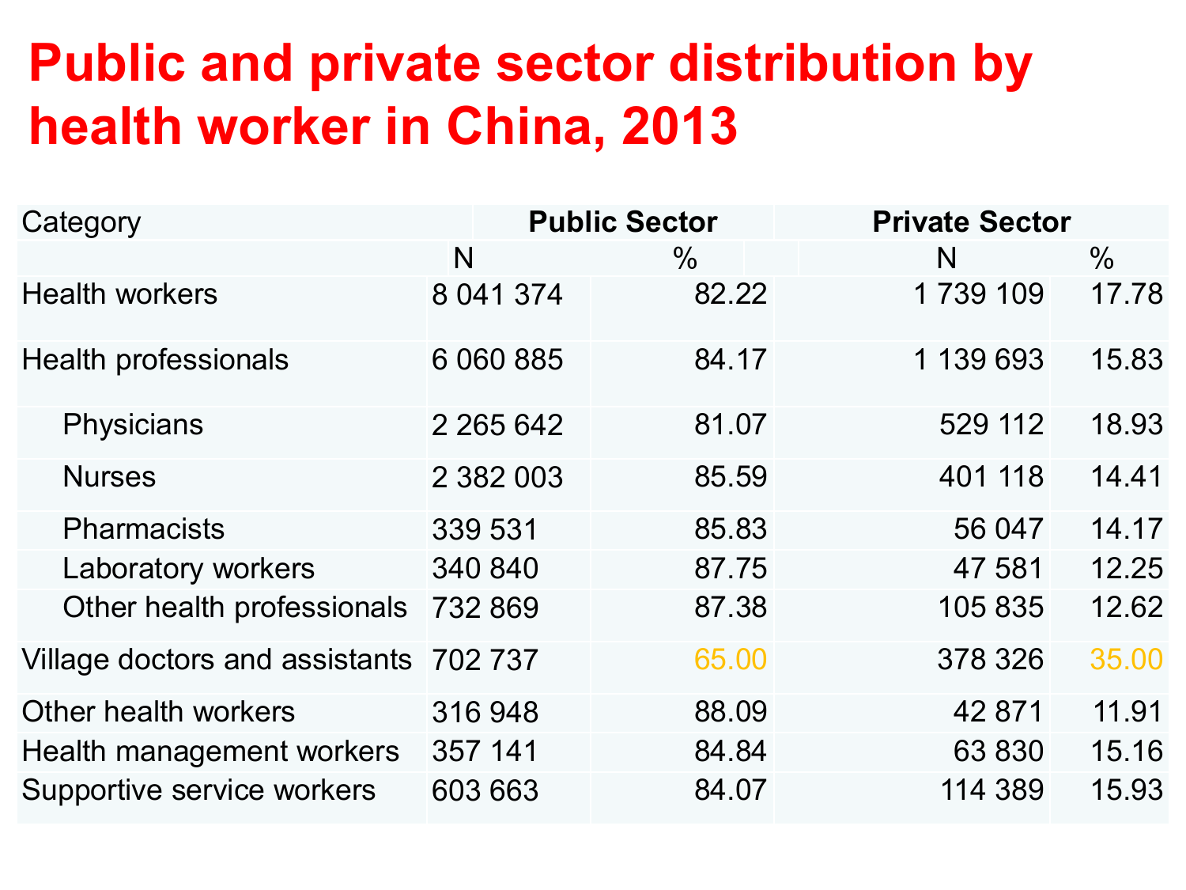# Public and private sector distribution by health worker in China, 2013

| Category | Public Sector | | Private Sector | |
|---|---|---|---|---|
| | N | % | N | % |
| Health workers | 8 041 374 | 82.22 | 1 739 109 | 17.78 |
| Health professionals | 6 060 885 | 84.17 | 1 139 693 | 15.83 |
| Physicians | 2 265 642 | 81.07 | 529 112 | 18.93 |
| Nurses | 2 382 003 | 85.59 | 401 118 | 14.41 |
| Pharmacists | 339 531 | 85.83 | 56 047 | 14.17 |
| Laboratory workers | 340 840 | 87.75 | 47 581 | 12.25 |
| Other health professionals | 732 869 | 87.38 | 105 835 | 12.62 |
| Village doctors and assistants | 702 737 | 65.00 | 378 326 | 35.00 |
| Other health workers | 316 948 | 88.09 | 42 871 | 11.91 |
| Health management workers | 357 141 | 84.84 | 63 830 | 15.16 |
| Supportive service workers | 603 663 | 84.07 | 114 389 | 15.93 |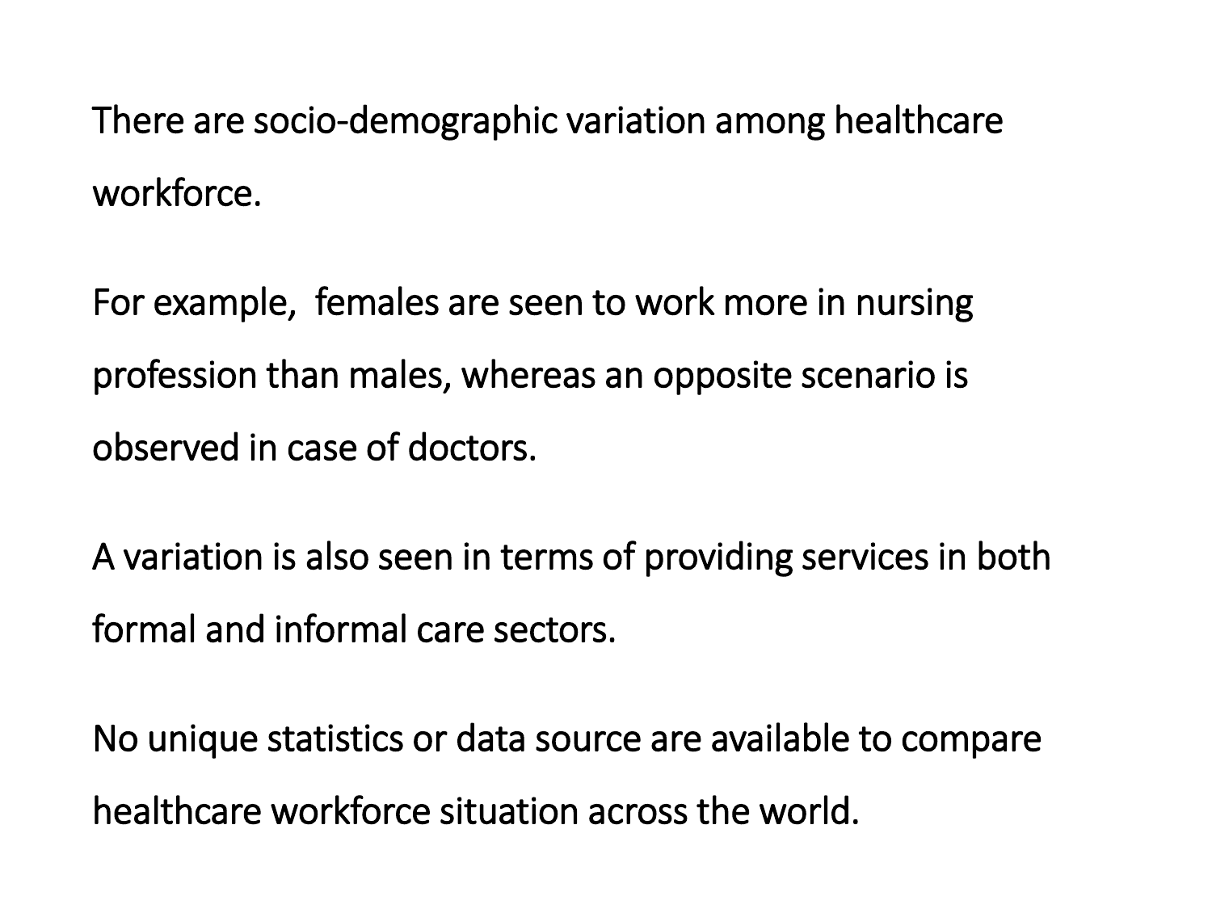There are socio-demographic variation among healthcare workforce.

For example, females are seen to work more in nursing profession than males, whereas an opposite scenario is observed in case of doctors.

A variation is also seen in terms of providing services in both formal and informal care sectors.

No unique statistics or data source are available to compare healthcare workforce situation across the world.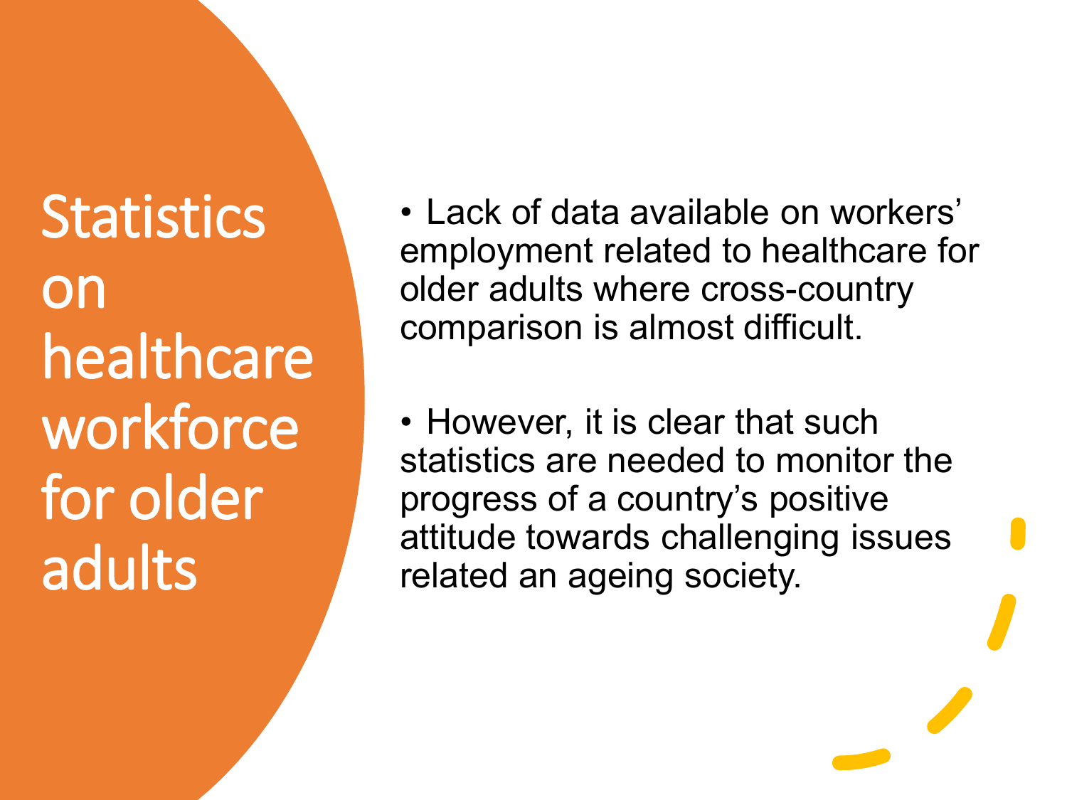# Statistics on healthcare workforce for older adults

- Lack of data available on workers' employment related to healthcare for older adults where cross-country comparison is almost difficult.

- However, it is clear that such statistics are needed to monitor the progress of a country's positive attitude towards challenging issues related an ageing society.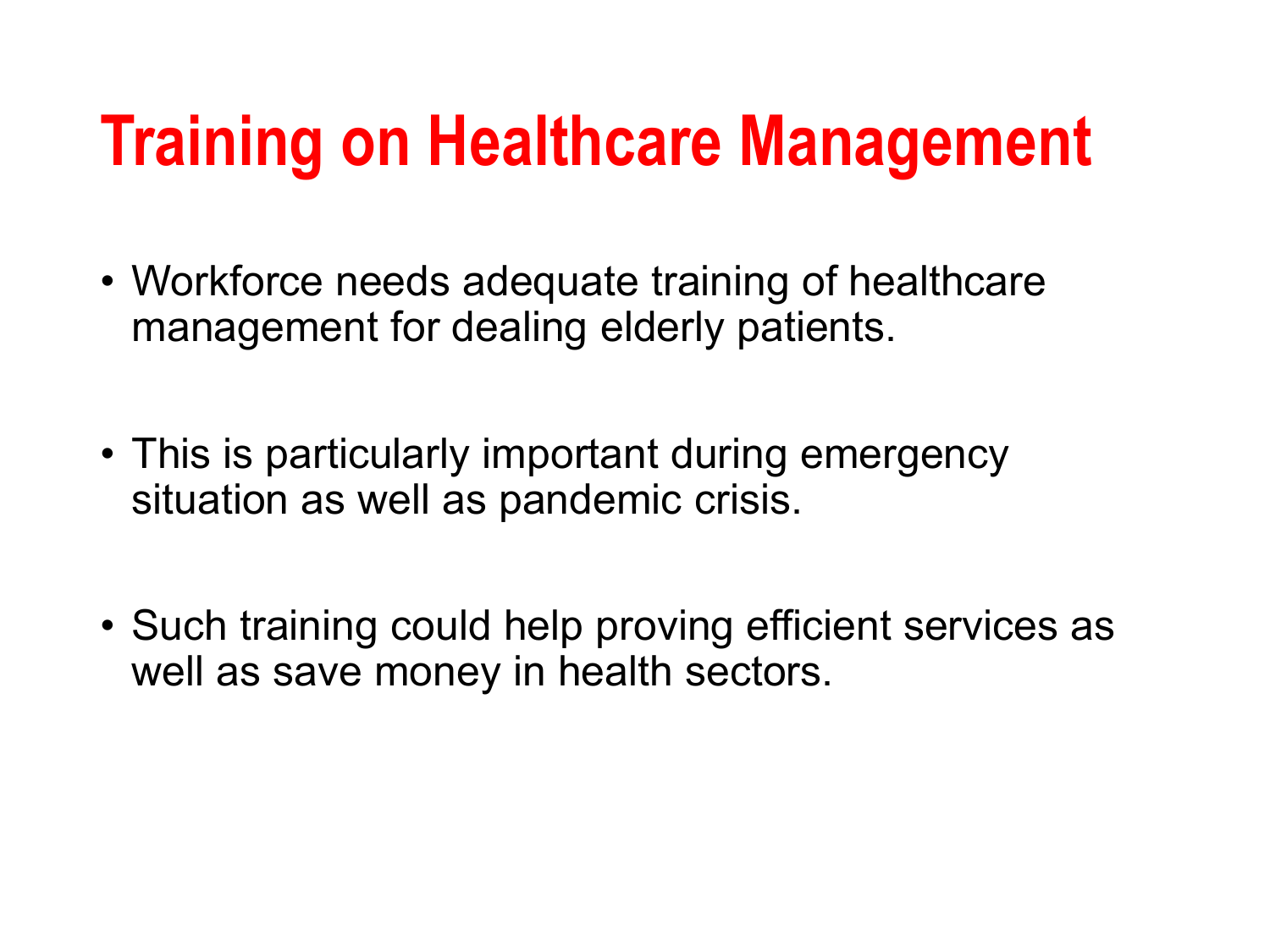# Training on Healthcare Management

- Workforce needs adequate training of healthcare management for dealing elderly patients.
- This is particularly important during emergency situation as well as pandemic crisis.
- Such training could help proving efficient services as well as save money in health sectors.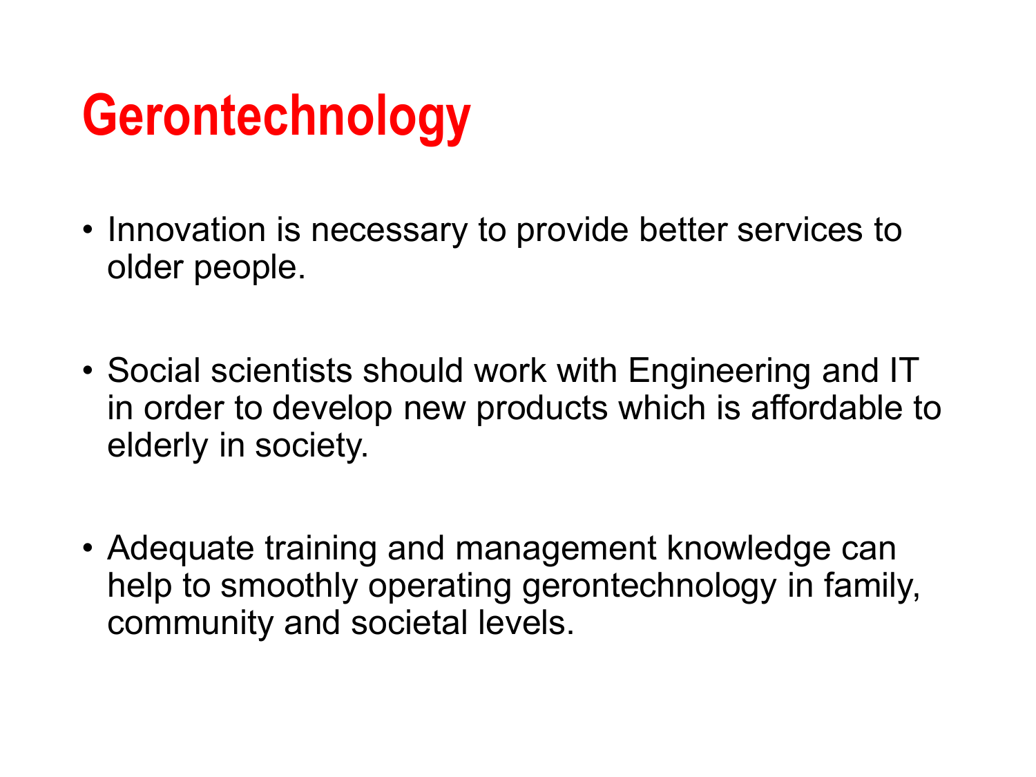# Gerontechnology

- Innovation is necessary to provide better services to older people.
- Social scientists should work with Engineering and IT in order to develop new products which is affordable to elderly in society.
- Adequate training and management knowledge can help to smoothly operating gerontechnology in family, community and societal levels.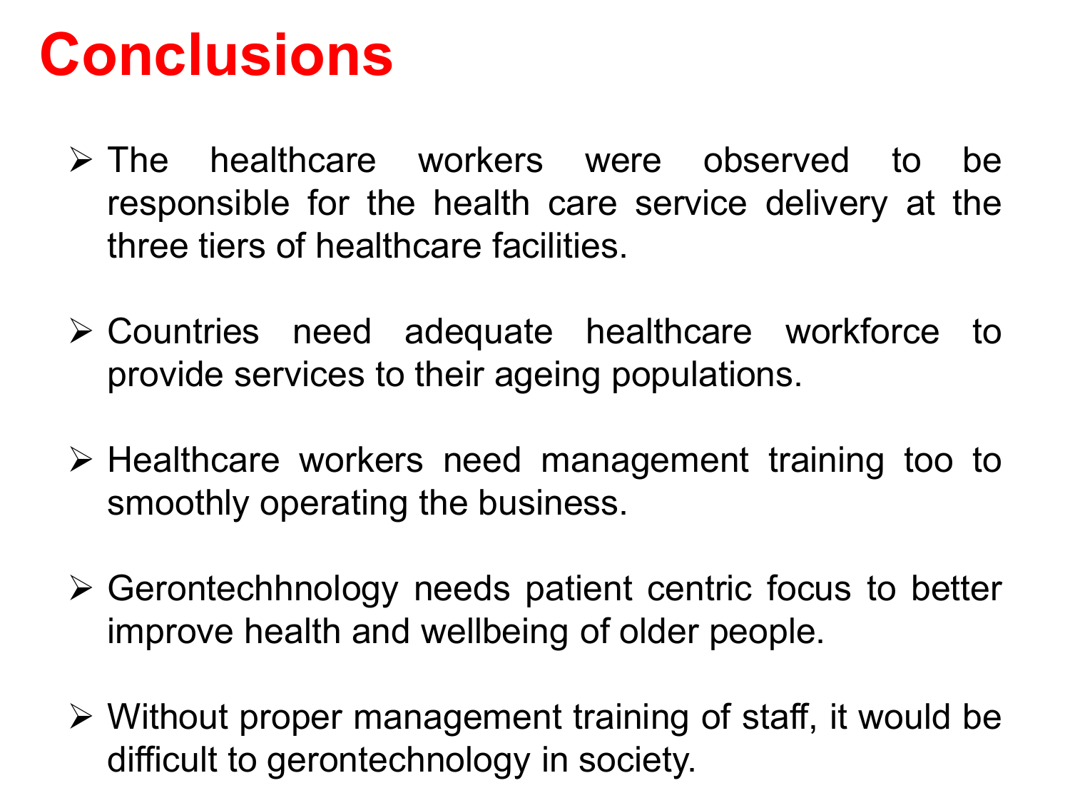# Conclusions

- The healthcare workers were observed to be responsible for the health care service delivery at the three tiers of healthcare facilities.
- Countries need adequate healthcare workforce to provide services to their ageing populations.
- Healthcare workers need management training too to smoothly operating the business.
- Gerontechhnology needs patient centric focus to better improve health and wellbeing of older people.
- Without proper management training of staff, it would be difficult to gerontechnology in society.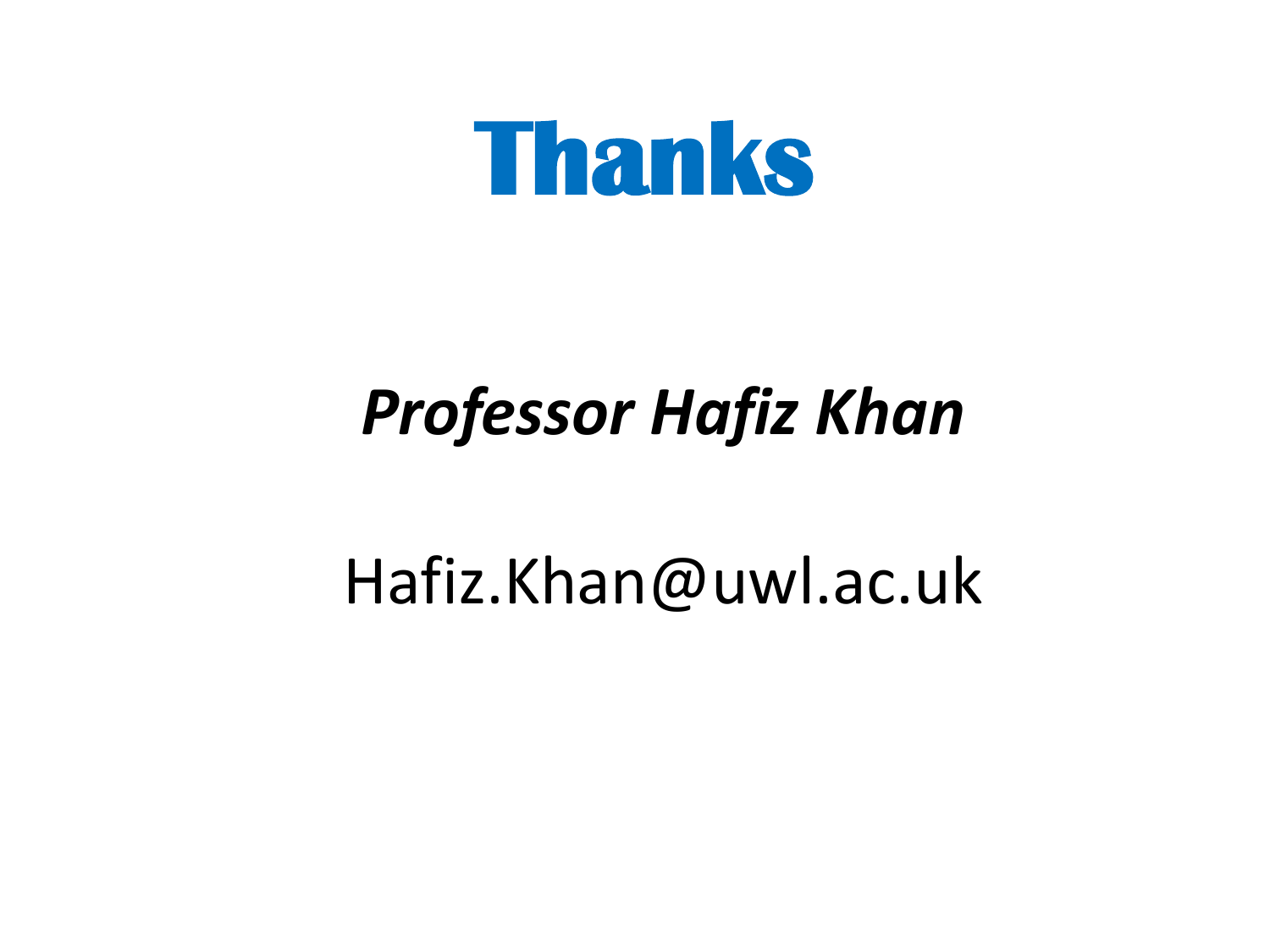# Thanks

***Professor Hafiz Khan***

Hafiz.Khan@uwl.ac.uk